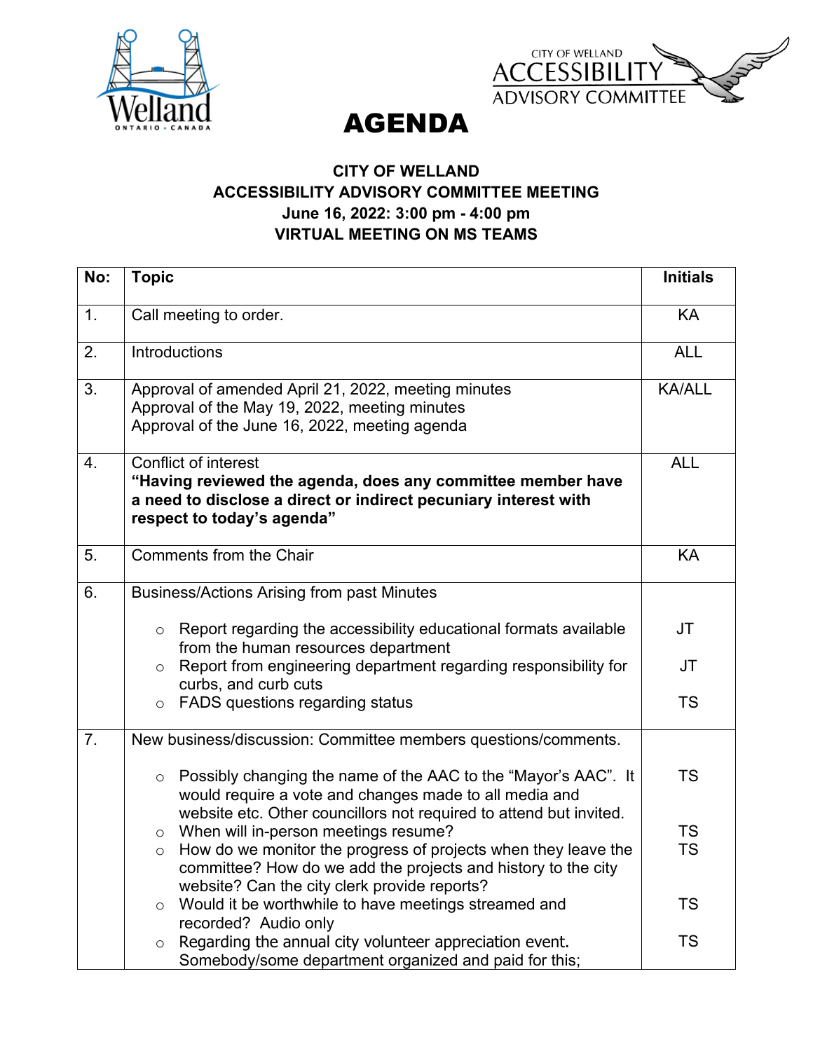# AGENDA

**CITY OF WELLAND**
**ACCESSIBILITY ADVISORY COMMITTEE MEETING**
**June 16, 2022: 3:00 pm - 4:00 pm**
**VIRTUAL MEETING ON MS TEAMS**

| No: | Topic | Initials |
|---|---|---|
| 1. | Call meeting to order. | KA |
| 2. | Introductions | ALL |
| 3. | Approval of amended April 21, 2022, meeting minutes<br>Approval of the May 19, 2022, meeting minutes<br>Approval of the June 16, 2022, meeting agenda | KA/ALL |
| 4. | Conflict of interest<br>**"Having reviewed the agenda, does any committee member have a need to disclose a direct or indirect pecuniary interest with respect to today's agenda"** | ALL |
| 5. | Comments from the Chair | KA |
| 6. | Business/Actions Arising from past Minutes<br><br>○ Report regarding the accessibility educational formats available from the human resources department<br>○ Report from engineering department regarding responsibility for curbs, and curb cuts<br>○ FADS questions regarding status | <br><br>JT<br><br>JT<br><br>TS |
| 7. | New business/discussion: Committee members questions/comments.<br><br>○ Possibly changing the name of the AAC to the "Mayor's AAC". It would require a vote and changes made to all media and website etc. Other councillors not required to attend but invited.<br>○ When will in-person meetings resume?<br>○ How do we monitor the progress of projects when they leave the committee? How do we add the projects and history to the city website? Can the city clerk provide reports?<br>○ Would it be worthwhile to have meetings streamed and recorded? Audio only<br>○ Regarding the annual city volunteer appreciation event. Somebody/some department organized and paid for this; | <br><br>TS<br><br><br>TS<br>TS<br><br><br>TS<br><br>TS |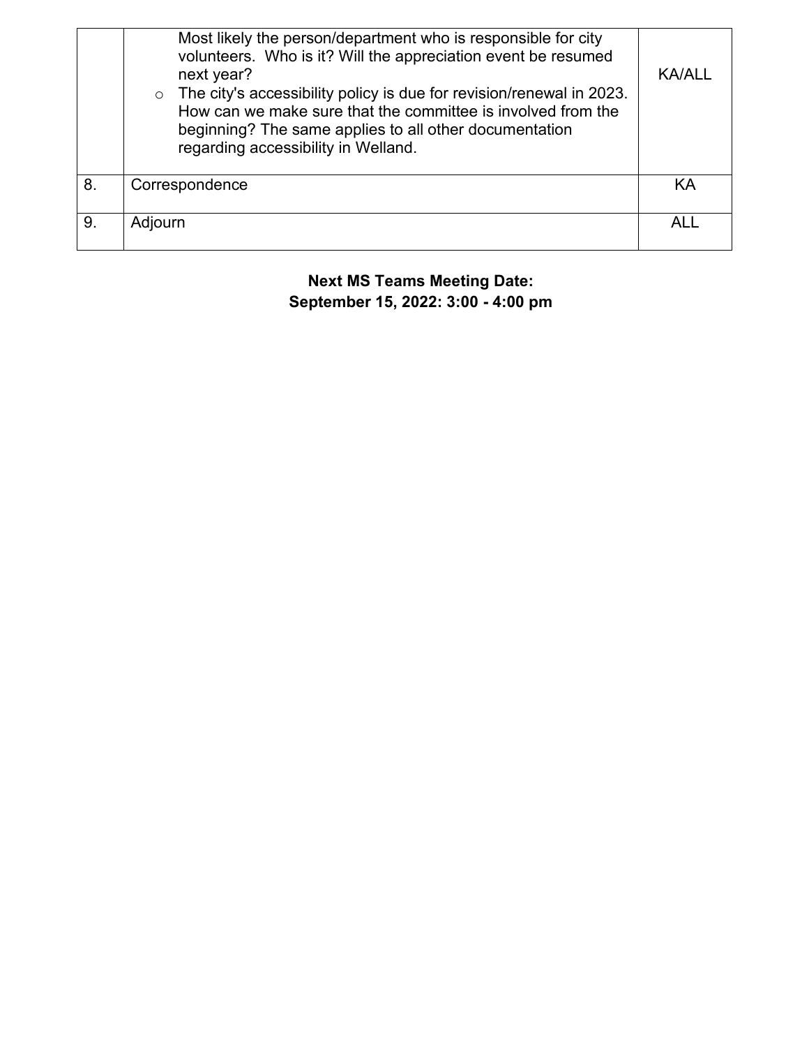| | | |
|---|---|---|
| | Most likely the person/department who is responsible for city volunteers. Who is it? Will the appreciation event be resumed next year?<br>○ The city's accessibility policy is due for revision/renewal in 2023. How can we make sure that the committee is involved from the beginning? The same applies to all other documentation regarding accessibility in Welland. | KA/ALL |
| 8. | Correspondence | KA |
| 9. | Adjourn | ALL |

**Next MS Teams Meeting Date:**
**September 15, 2022: 3:00 - 4:00 pm**